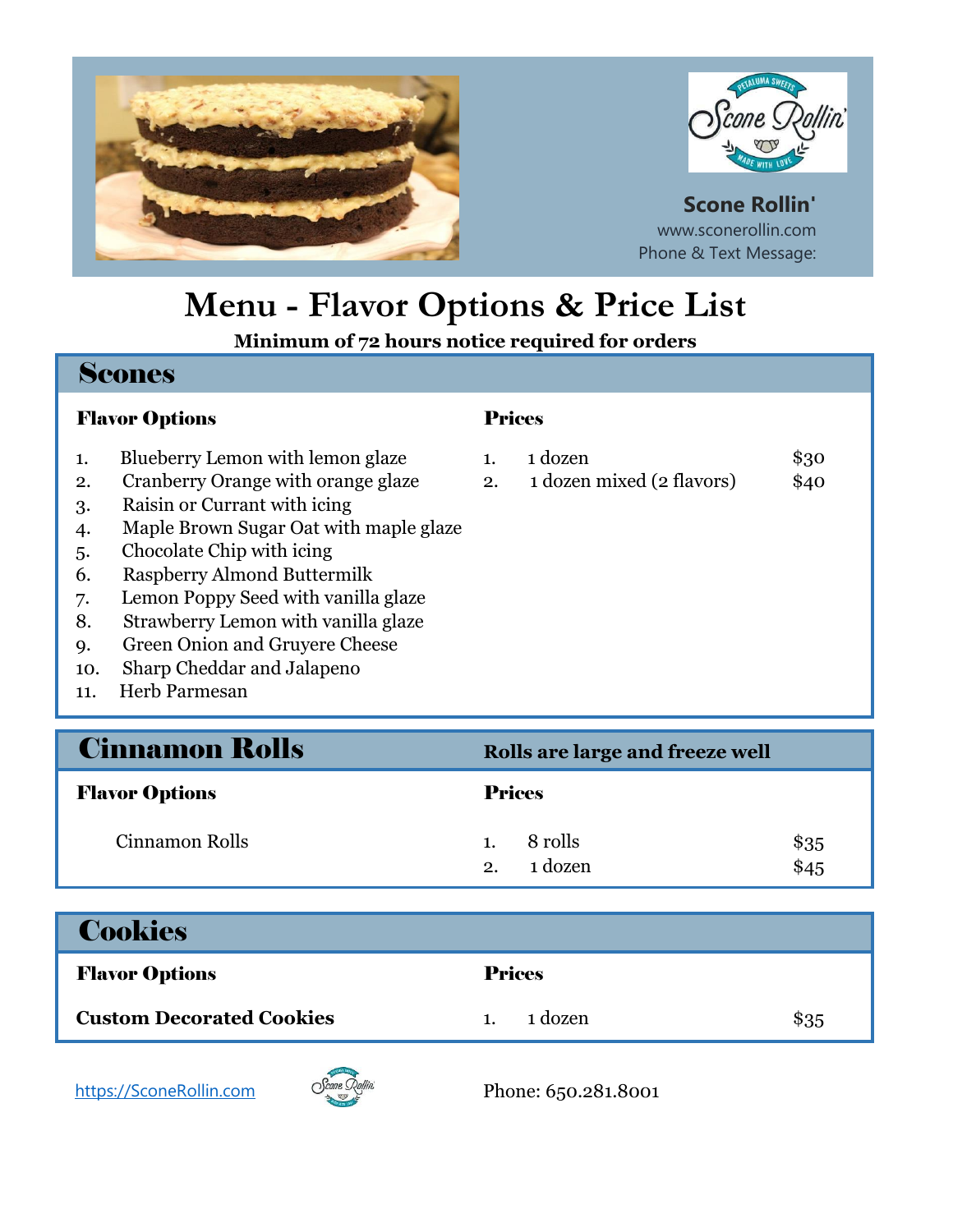**Scone Rollin'**
www.sconerollin.com
Phone & Text Message:

# Menu - Flavor Options & Price List

**Minimum of 72 hours notice required for orders**

## Scones

### Flavor Options

1. Blueberry Lemon with lemon glaze
2. Cranberry Orange with orange glaze
3. Raisin or Currant with icing
4. Maple Brown Sugar Oat with maple glaze
5. Chocolate Chip with icing
6. Raspberry Almond Buttermilk
7. Lemon Poppy Seed with vanilla glaze
8. Strawberry Lemon with vanilla glaze
9. Green Onion and Gruyere Cheese
10. Sharp Cheddar and Jalapeno
11. Herb Parmesan

### Prices

1. 1 dozen — $30
2. 1 dozen mixed (2 flavors) — $40

## Cinnamon Rolls

**Rolls are large and freeze well**

### Flavor Options

Cinnamon Rolls

### Prices

1. 8 rolls — $35
2. 1 dozen — $45

## Cookies

### Flavor Options

**Custom Decorated Cookies**

### Prices

1. 1 dozen — $35

https://SconeRollin.com

Phone: 650.281.8001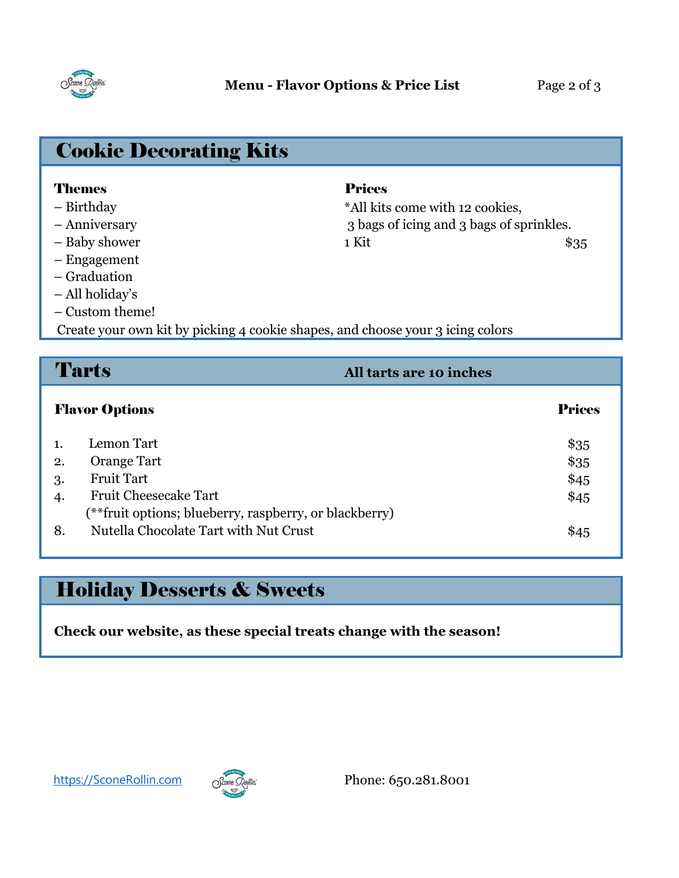## Cookie Decorating Kits

**Themes**

– Birthday
– Anniversary
– Baby shower
– Engagement
– Graduation
– All holiday's
– Custom theme!

**Prices**

*All kits come with 12 cookies, 3 bags of icing and 3 bags of sprinkles.

| | |
|---|---|
| 1 Kit | $35 |

Create your own kit by picking 4 cookie shapes, and choose your 3 icing colors

## Tarts

**All tarts are 10 inches**

| Flavor Options | Prices |
|---|---|
| 1. Lemon Tart | $35 |
| 2. Orange Tart | $35 |
| 3. Fruit Tart | $45 |
| 4. Fruit Cheesecake Tart (**fruit options; blueberry, raspberry, or blackberry) | $45 |
| 8. Nutella Chocolate Tart with Nut Crust | $45 |

## Holiday Desserts & Sweets

**Check our website, as these special treats change with the season!**

https://SconeRollin.com

Phone: 650.281.8001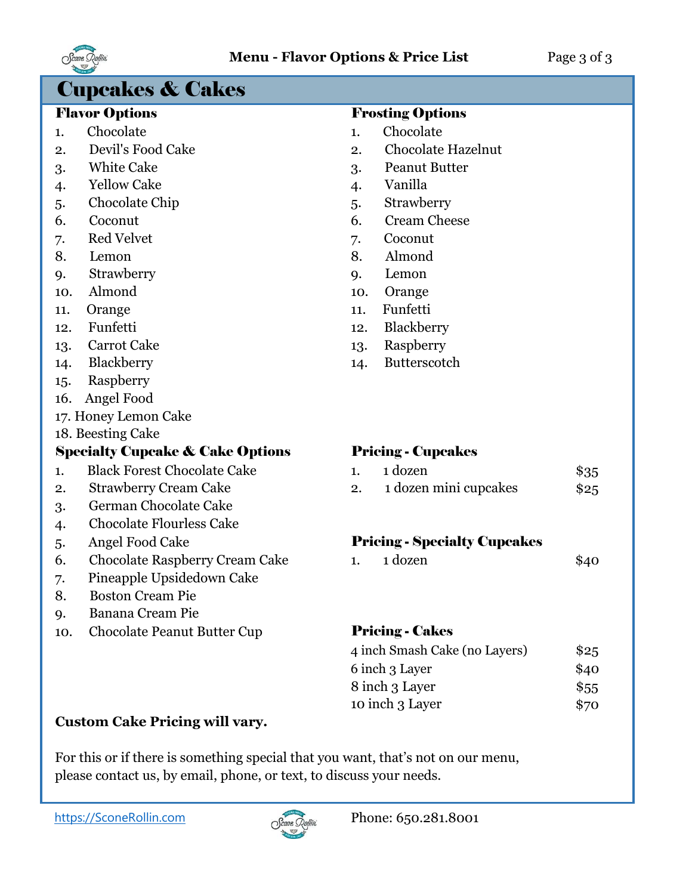## Cupcakes & Cakes

### Flavor Options

1. Chocolate
2. Devil's Food Cake
3. White Cake
4. Yellow Cake
5. Chocolate Chip
6. Coconut
7. Red Velvet
8. Lemon
9. Strawberry
10. Almond
11. Orange
12. Funfetti
13. Carrot Cake
14. Blackberry
15. Raspberry
16. Angel Food
17. Honey Lemon Cake
18. Beesting Cake

### Frosting Options

1. Chocolate
2. Chocolate Hazelnut
3. Peanut Butter
4. Vanilla
5. Strawberry
6. Cream Cheese
7. Coconut
8. Almond
9. Lemon
10. Orange
11. Funfetti
12. Blackberry
13. Raspberry
14. Butterscotch

### Specialty Cupcake & Cake Options

1. Black Forest Chocolate Cake
2. Strawberry Cream Cake
3. German Chocolate Cake
4. Chocolate Flourless Cake
5. Angel Food Cake
6. Chocolate Raspberry Cream Cake
7. Pineapple Upsidedown Cake
8. Boston Cream Pie
9. Banana Cream Pie
10. Chocolate Peanut Butter Cup

### Pricing - Cupcakes

| | | |
|---|---|---|
| 1. | 1 dozen | $35 |
| 2. | 1 dozen mini cupcakes | $25 |

### Pricing - Specialty Cupcakes

| | | |
|---|---|---|
| 1. | 1 dozen | $40 |

### Pricing - Cakes

| | |
|---|---|
| 4 inch Smash Cake (no Layers) | $25 |
| 6 inch 3 Layer | $40 |
| 8 inch 3 Layer | $55 |
| 10 inch 3 Layer | $70 |

**Custom Cake Pricing will vary.**

For this or if there is something special that you want, that's not on our menu, please contact us, by email, phone, or text, to discuss your needs.

https://SconeRollin.com

Phone: 650.281.8001